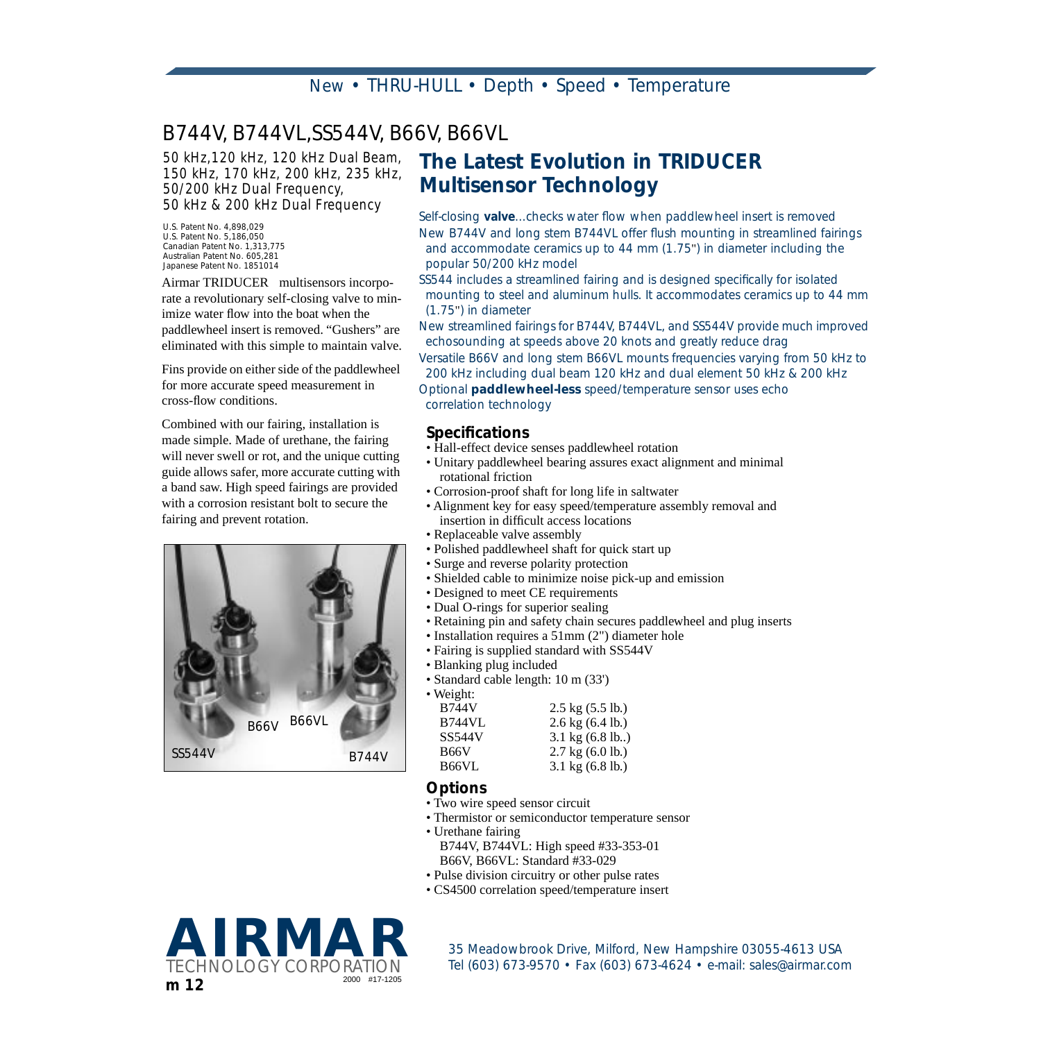New • THRU-HULL • Depth • Speed • Temperature

# B744V, B744VL,SS544V, B66V, B66VL

50 kHz,120 kHz, 120 kHz Dual Beam, 150 kHz, 170 kHz, 200 kHz, 235 kHz, 50/200 kHz Dual Frequency, 50 kHz & 200 kHz Dual Frequency

U.S. Patent No. 4,898,029
U.S. Patent No. 5,186,050
Canadian Patent No. 1,313,775
Australian Patent No. 605,281
Japanese Patent No. 1851014

Airmar TRIDUCER multisensors incorporate a revolutionary self-closing valve to minimize water flow into the boat when the paddlewheel insert is removed. "Gushers" are eliminated with this simple to maintain valve.

Fins provide on either side of the paddlewheel for more accurate speed measurement in cross-flow conditions.

Combined with our fairing, installation is made simple. Made of urethane, the fairing will never swell or rot, and the unique cutting guide allows safer, more accurate cutting with a band saw. High speed fairings are provided with a corrosion resistant bolt to secure the fairing and prevent rotation.

SS544V B66V B66VL B744V

## The Latest Evolution in TRIDUCER Multisensor Technology

Self-closing **valve**...checks water flow when paddlewheel insert is removed

New B744V and long stem B744VL offer flush mounting in streamlined fairings and accommodate ceramics up to 44 mm (1.75") in diameter including the popular 50/200 kHz model

SS544 includes a streamlined fairing and is designed specifically for isolated mounting to steel and aluminum hulls. It accommodates ceramics up to 44 mm (1.75") in diameter

New streamlined fairings for B744V, B744VL, and SS544V provide much improved echosounding at speeds above 20 knots and greatly reduce drag

Versatile B66V and long stem B66VL mounts frequencies varying from 50 kHz to 200 kHz including dual beam 120 kHz and dual element 50 kHz & 200 kHz

Optional **paddlewheel-less** speed/temperature sensor uses echo correlation technology

### Specifications

- Hall-effect device senses paddlewheel rotation
- Unitary paddlewheel bearing assures exact alignment and minimal rotational friction
- Corrosion-proof shaft for long life in saltwater
- Alignment key for easy speed/temperature assembly removal and insertion in difficult access locations
- Replaceable valve assembly
- Polished paddlewheel shaft for quick start up
- Surge and reverse polarity protection
- Shielded cable to minimize noise pick-up and emission
- Designed to meet CE requirements
- Dual O-rings for superior sealing
- Retaining pin and safety chain secures paddlewheel and plug inserts
- Installation requires a 51mm (2") diameter hole
- Fairing is supplied standard with SS544V
- Blanking plug included
- Standard cable length: 10 m (33')
- Weight:

| | |
|---|---|
| B744V | 2.5 kg (5.5 lb.) |
| B744VL | 2.6 kg (6.4 lb.) |
| SS544V | 3.1 kg (6.8 lb..) |
| B66V | 2.7 kg (6.0 lb.) |
| B66VL | 3.1 kg (6.8 lb.) |

### Options

- Two wire speed sensor circuit
- Thermistor or semiconductor temperature sensor
- Urethane fairing
  B744V, B744VL: High speed #33-353-01
  B66V, B66VL: Standard #33-029
- Pulse division circuitry or other pulse rates
- CS4500 correlation speed/temperature insert

**AIRMAR** TECHNOLOGY CORPORATION

m 12 2000 #17-1205

35 Meadowbrook Drive, Milford, New Hampshire 03055-4613 USA
Tel (603) 673-9570 • Fax (603) 673-4624 • e-mail: sales@airmar.com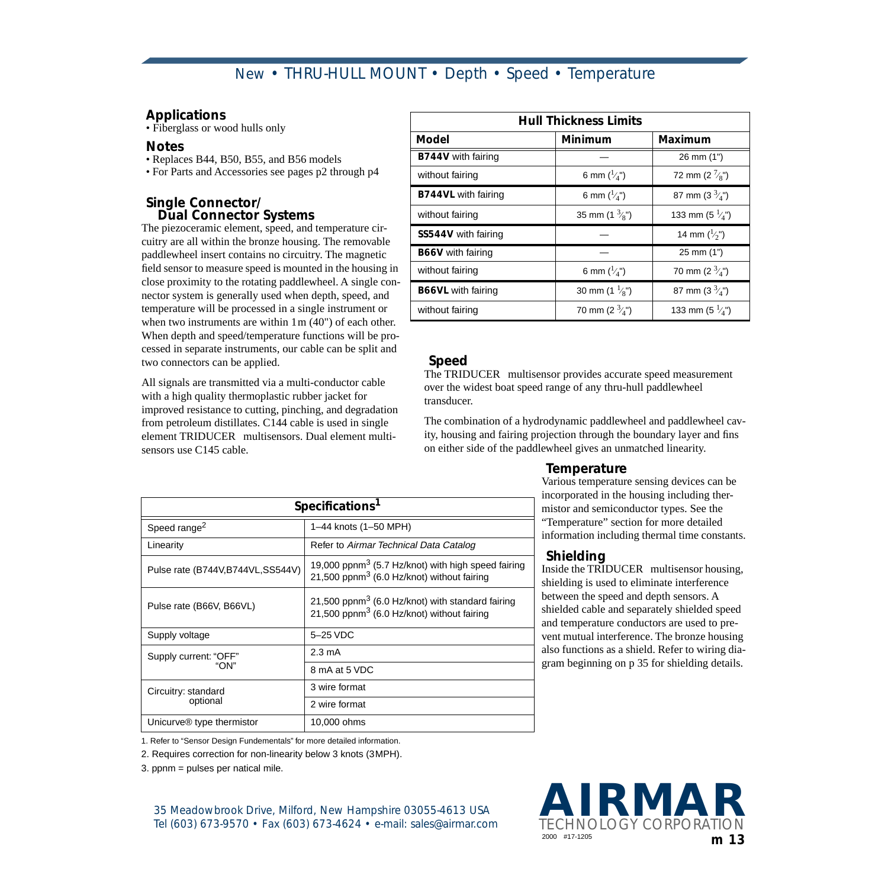# New • THRU-HULL MOUNT • Depth • Speed • Temperature

## Applications

• Fiberglass or wood hulls only

## Notes

• Replaces B44, B50, B55, and B56 models
• For Parts and Accessories see pages p2 through p4

## Single Connector/ Dual Connector Systems

The piezoceramic element, speed, and temperature circuitry are all within the bronze housing. The removable paddlewheel insert contains no circuitry. The magnetic field sensor to measure speed is mounted in the housing in close proximity to the rotating paddlewheel. A single connector system is generally used when depth, speed, and temperature will be processed in a single instrument or when two instruments are within 1m (40") of each other. When depth and speed/temperature functions will be processed in separate instruments, our cable can be split and two connectors can be applied.

All signals are transmitted via a multi-conductor cable with a high quality thermoplastic rubber jacket for improved resistance to cutting, pinching, and degradation from petroleum distillates. C144 cable is used in single element TRIDUCER multisensors. Dual element multisensors use C145 cable.

| Hull Thickness Limits | | |
|---|---|---|
| **Model** | **Minimum** | **Maximum** |
| **B744V** with fairing | — | 26 mm (1") |
| without fairing | 6 mm (1/4") | 72 mm (2 7/8") |
| **B744VL** with fairing | 6 mm (1/4") | 87 mm (3 3/4") |
| without fairing | 35 mm (1 3/8") | 133 mm (5 1/4") |
| **SS544V** with fairing | — | 14 mm (1/2") |
| **B66V** with fairing | — | 25 mm (1") |
| without fairing | 6 mm (1/4") | 70 mm (2 3/4") |
| **B66VL** with fairing | 30 mm (1 1/8") | 87 mm (3 3/4") |
| without fairing | 70 mm (2 3/4") | 133 mm (5 1/4") |

## Speed

The TRIDUCER multisensor provides accurate speed measurement over the widest boat speed range of any thru-hull paddlewheel transducer.

The combination of a hydrodynamic paddlewheel and paddlewheel cavity, housing and fairing projection through the boundary layer and fins on either side of the paddlewheel gives an unmatched linearity.

## Temperature

Various temperature sensing devices can be incorporated in the housing including thermistor and semiconductor types. See the "Temperature" section for more detailed information including thermal time constants.

## Shielding

Inside the TRIDUCER multisensor housing, shielding is used to eliminate interference between the speed and depth sensors. A shielded cable and separately shielded speed and temperature conductors are used to prevent mutual interference. The bronze housing also functions as a shield. Refer to wiring diagram beginning on p 35 for shielding details.

| Specifications[1] | |
|---|---|
| Speed range[2] | 1–44 knots (1–50 MPH) |
| Linearity | Refer to *Airmar Technical Data Catalog* |
| Pulse rate (B744V,B744VL,SS544V) | 19,000 ppnm[3] (5.7 Hz/knot) with high speed fairing<br>21,500 ppnm[3] (6.0 Hz/knot) without fairing |
| Pulse rate (B66V, B66VL) | 21,500 ppnm[3] (6.0 Hz/knot) with standard fairing<br>21,500 ppnm[3] (6.0 Hz/knot) without fairing |
| Supply voltage | 5–25 VDC |
| Supply current: "OFF" | 2.3 mA |
| "ON" | 8 mA at 5 VDC |
| Circuitry: standard | 3 wire format |
| optional | 2 wire format |
| Unicurve® type thermistor | 10,000 ohms |

1. Refer to "Sensor Design Fundementals" for more detailed information.
2. Requires correction for non-linearity below 3 knots (3MPH).
3. ppnm = pulses per natical mile.

35 Meadowbrook Drive, Milford, New Hampshire 03055-4613 USA
Tel (603) 673-9570 • Fax (603) 673-4624 • e-mail: sales@airmar.com

**AIRMAR** TECHNOLOGY CORPORATION

2000 #17-1205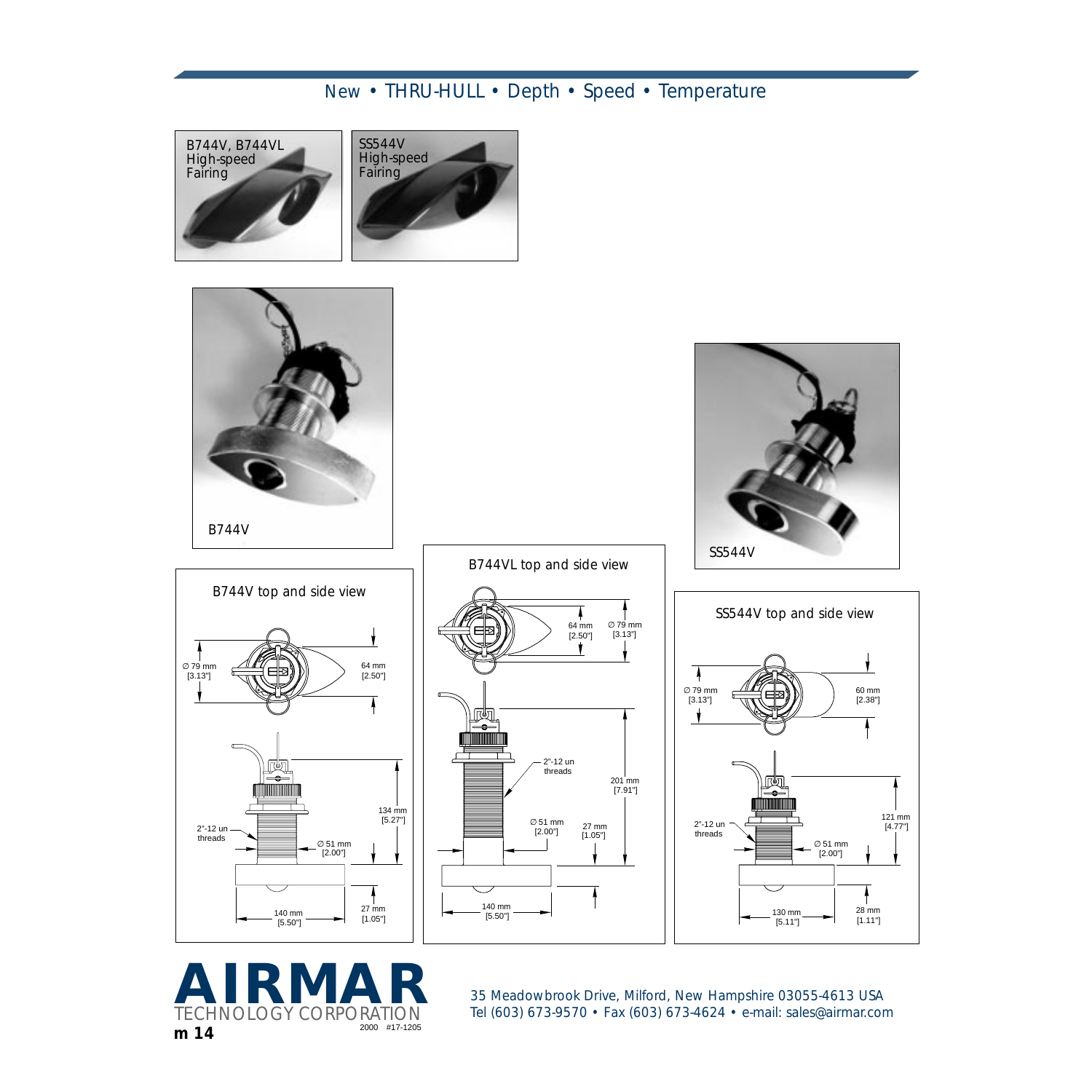## New • THRU-HULL • Depth • Speed • Temperature

B744V, B744VL
High-speed
Fairing

SS544V
High-speed
Fairing

B744V

SS544V

### B744V top and side view

∅ 79 mm [3.13"]

64 mm [2.50"]

2"-12 un threads

∅ 51 mm [2.00"]

134 mm [5.27"]

27 mm [1.05"]

140 mm [5.50"]

### B744VL top and side view

64 mm [2.50"]

∅ 79 mm [3.13"]

2"-12 un threads

201 mm [7.91"]

∅ 51 mm [2.00"]

27 mm [1.05"]

140 mm [5.50"]

### SS544V top and side view

∅ 79 mm [3.13"]

60 mm [2.38"]

2"-12 un threads

121 mm [4.77"]

∅ 51 mm [2.00"]

130 mm [5.11"]

28 mm [1.11"]

**AIRMAR**
TECHNOLOGY CORPORATION

2000 #17-1205

35 Meadowbrook Drive, Milford, New Hampshire 03055-4613 USA
Tel (603) 673-9570 • Fax (603) 673-4624 • e-mail: sales@airmar.com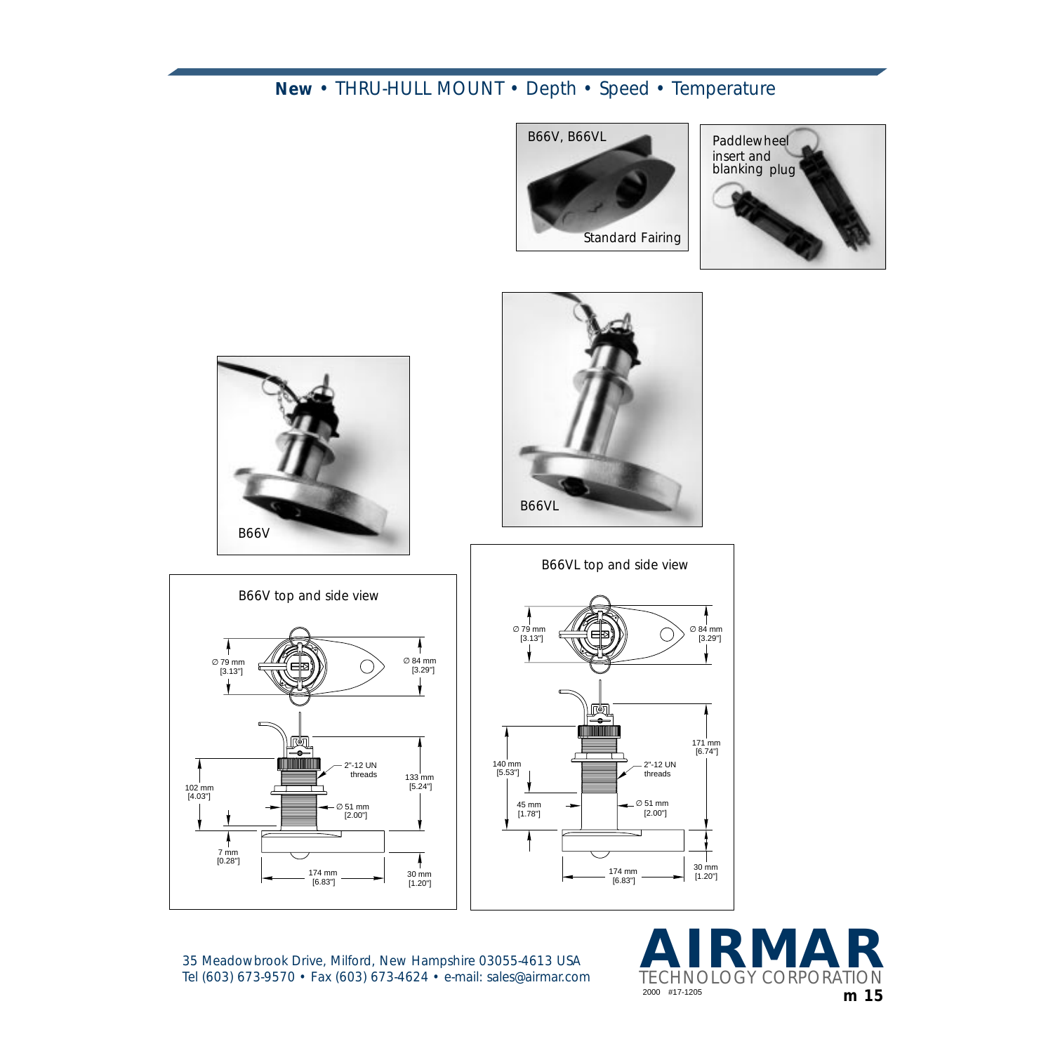**New** • THRU-HULL MOUNT • Depth • Speed • Temperature

B66V, B66VL

Standard Fairing

Paddlewheel insert and blanking plug

B66V

B66VL

B66V top and side view

Ø 79 mm [3.13"]

Ø 84 mm [3.29"]

2"-12 UN threads

133 mm [5.24"]

102 mm [4.03"]

Ø 51 mm [2.00"]

7 mm [0.28"]

174 mm [6.83"]

30 mm [1.20"]

B66VL top and side view

Ø 79 mm [3.13"]

Ø 84 mm [3.29"]

171 mm [6.74"]

140 mm [5.53"]

2"-12 UN threads

45 mm [1.78"]

Ø 51 mm [2.00"]

174 mm [6.83"]

30 mm [1.20"]

35 Meadowbrook Drive, Milford, New Hampshire 03055-4613 USA
Tel (603) 673-9570 • Fax (603) 673-4624 • e-mail: sales@airmar.com

**AIRMAR** TECHNOLOGY CORPORATION

2000 #17-1205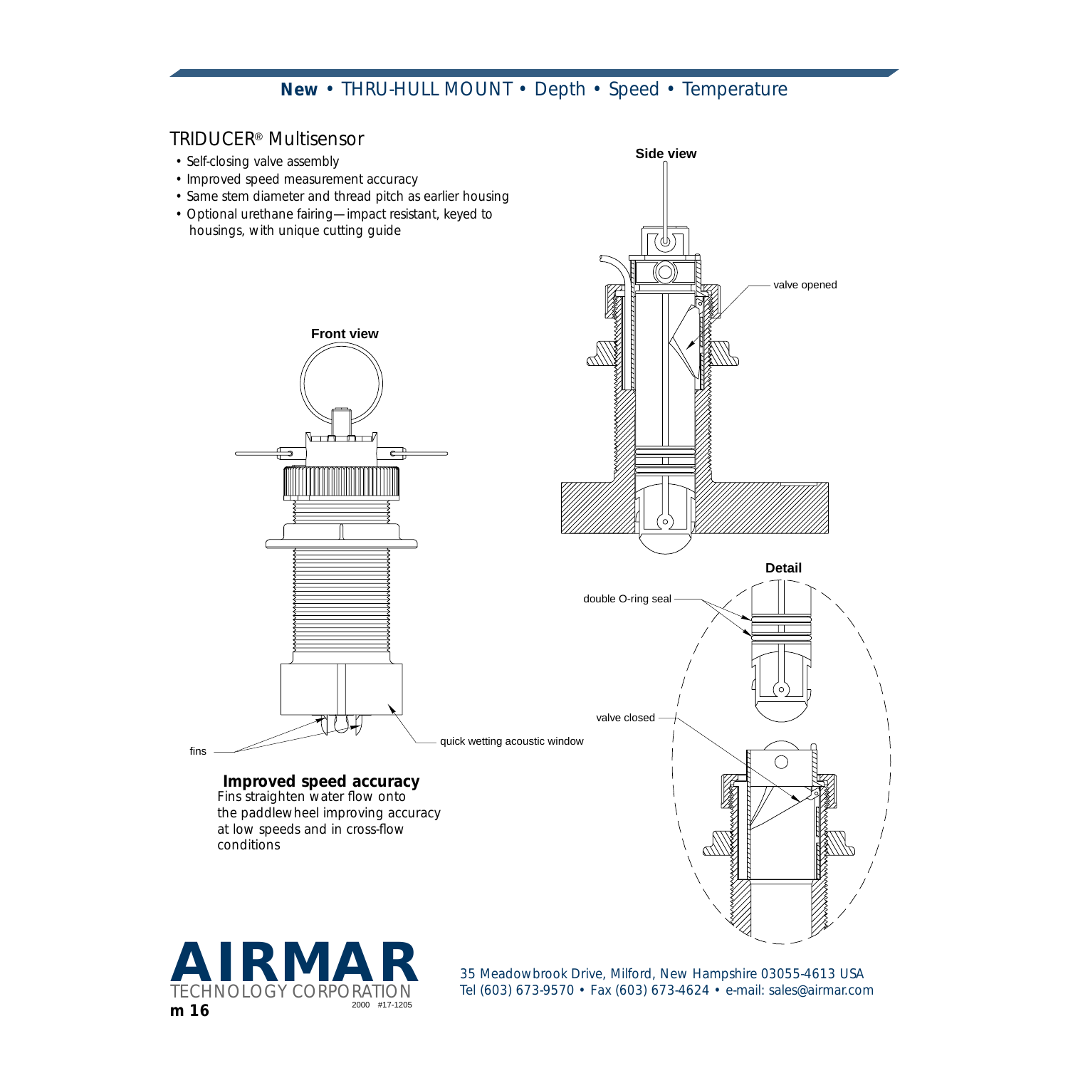## New • THRU-HULL MOUNT • Depth • Speed • Temperature

### TRIDUCER® Multisensor

- Self-closing valve assembly
- Improved speed measurement accuracy
- Same stem diameter and thread pitch as earlier housing
- Optional urethane fairing—impact resistant, keyed to housings, with unique cutting guide

Front view

fins

quick wetting acoustic window

Side view

valve opened

Detail

double O-ring seal

valve closed

**Improved speed accuracy**
Fins straighten water flow onto the paddlewheel improving accuracy at low speeds and in cross-flow conditions

**AIRMAR**
TECHNOLOGY CORPORATION

35 Meadowbrook Drive, Milford, New Hampshire 03055-4613 USA
Tel (603) 673-9570 • Fax (603) 673-4624 • e-mail: sales@airmar.com

m 16

2000 #17-1205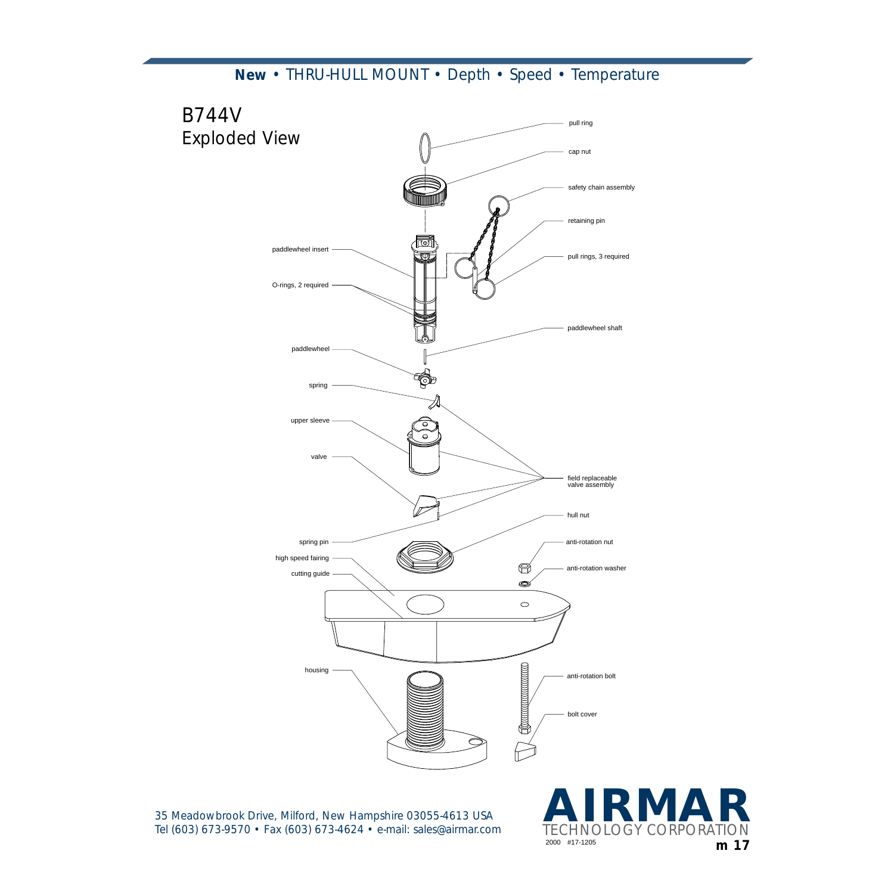**New** • THRU-HULL MOUNT • Depth • Speed • Temperature

# B744V

## Exploded View

pull ring

cap nut

safety chain assembly

retaining pin

pull rings, 3 required

paddlewheel insert

O-rings, 2 required

paddlewheel shaft

paddlewheel

spring

upper sleeve

valve

field replaceable valve assembly

hull nut

spring pin

anti-rotation nut

high speed fairing

anti-rotation washer

cutting guide

housing

anti-rotation bolt

bolt cover

35 Meadowbrook Drive, Milford, New Hampshire 03055-4613 USA
Tel (603) 673-9570 • Fax (603) 673-4624 • e-mail: sales@airmar.com

**AIRMAR**
TECHNOLOGY CORPORATION

2000 #17-1205

**m 17**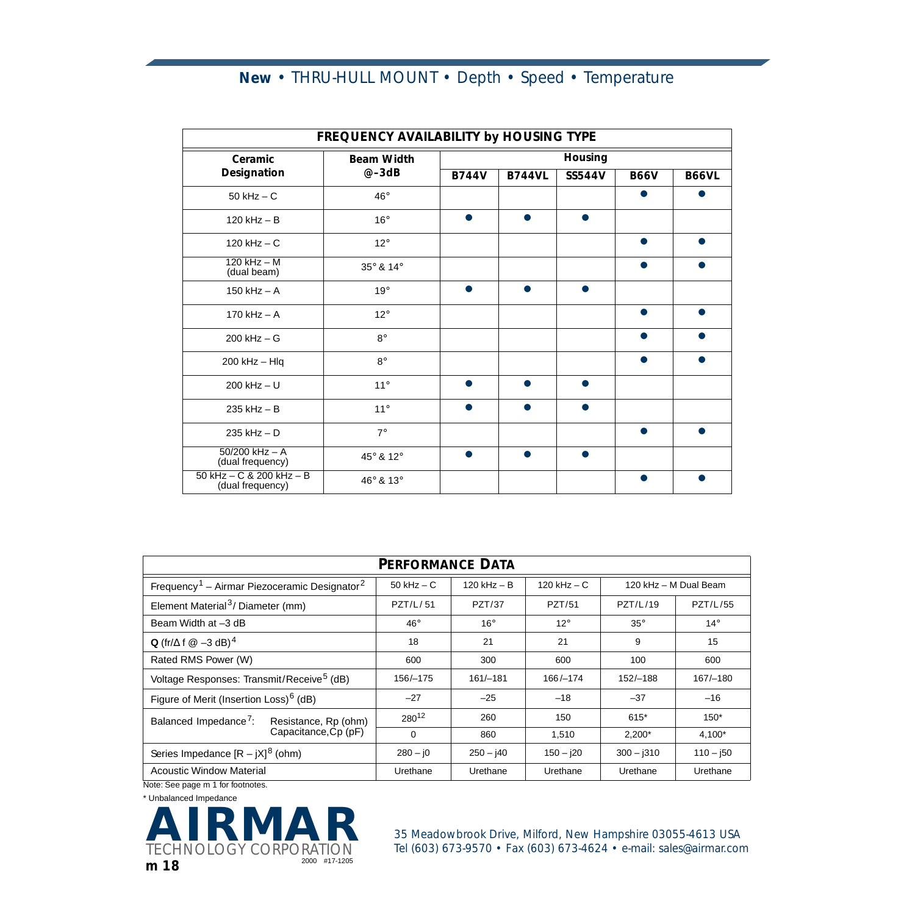## **New** • THRU-HULL MOUNT • Depth • Speed • Temperature

| **FREQUENCY AVAILABILITY by HOUSING TYPE** | | | | | | |
|---|---|---|---|---|---|---|
| **Ceramic Designation** | **Beam Width @–3dB** | **Housing** | | | | |
| | | **B744V** | **B744VL** | **SS544V** | **B66V** | **B66VL** |
| 50 kHz – C | 46° | | | | ● | ● |
| 120 kHz – B | 16° | ● | ● | ● | | |
| 120 kHz – C | 12° | | | | ● | ● |
| 120 kHz – M (dual beam) | 35° & 14° | | | | ● | ● |
| 150 kHz – A | 19° | ● | ● | ● | | |
| 170 kHz – A | 12° | | | | ● | ● |
| 200 kHz – G | 8° | | | | ● | ● |
| 200 kHz – Hlq | 8° | | | | ● | ● |
| 200 kHz – U | 11° | ● | ● | ● | | |
| 235 kHz – B | 11° | ● | ● | ● | | |
| 235 kHz – D | 7° | | | | ● | ● |
| 50/200 kHz – A (dual frequency) | 45° & 12° | ● | ● | ● | | |
| 50 kHz – C & 200 kHz – B (dual frequency) | 46° & 13° | | | | ● | ● |

| **PERFORMANCE DATA** | | | | | |
|---|---|---|---|---|---|
| Frequency[1] – Airmar Piezoceramic Designator[2] | 50 kHz – C | 120 kHz – B | 120 kHz – C | 120 kHz – M Dual Beam | |
| Element Material[3]/ Diameter (mm) | PZT/L/51 | PZT/37 | PZT/51 | PZT/L/19 | PZT/L/55 |
| Beam Width at –3 dB | 46° | 16° | 12° | 35° | 14° |
| **Q** (fr/Δ f @ –3 dB)[4] | 18 | 21 | 21 | 9 | 15 |
| Rated RMS Power (W) | 600 | 300 | 600 | 100 | 600 |
| Voltage Responses: Transmit/Receive[5] (dB) | 156/–175 | 161/–181 | 166/–174 | 152/–188 | 167/–180 |
| Figure of Merit (Insertion Loss)[6] (dB) | –27 | –25 | –18 | –37 | –16 |
| Balanced Impedance[7]: Resistance, Rp (ohm) | 280[12] | 260 | 150 | 615* | 150* |
| Balanced Impedance[7]: Capacitance, Cp (pF) | 0 | 860 | 1,510 | 2,200* | 4,100* |
| Series Impedance [R – jX][8] (ohm) | 280 – j0 | 250 – j40 | 150 – j20 | 300 – j310 | 110 – j50 |
| Acoustic Window Material | Urethane | Urethane | Urethane | Urethane | Urethane |

Note: See page m 1 for footnotes.

\* Unbalanced Impedance

**AIRMAR** TECHNOLOGY CORPORATION

2000 #17-1205

35 Meadowbrook Drive, Milford, New Hampshire 03055-4613 USA
Tel (603) 673-9570 • Fax (603) 673-4624 • e-mail: sales@airmar.com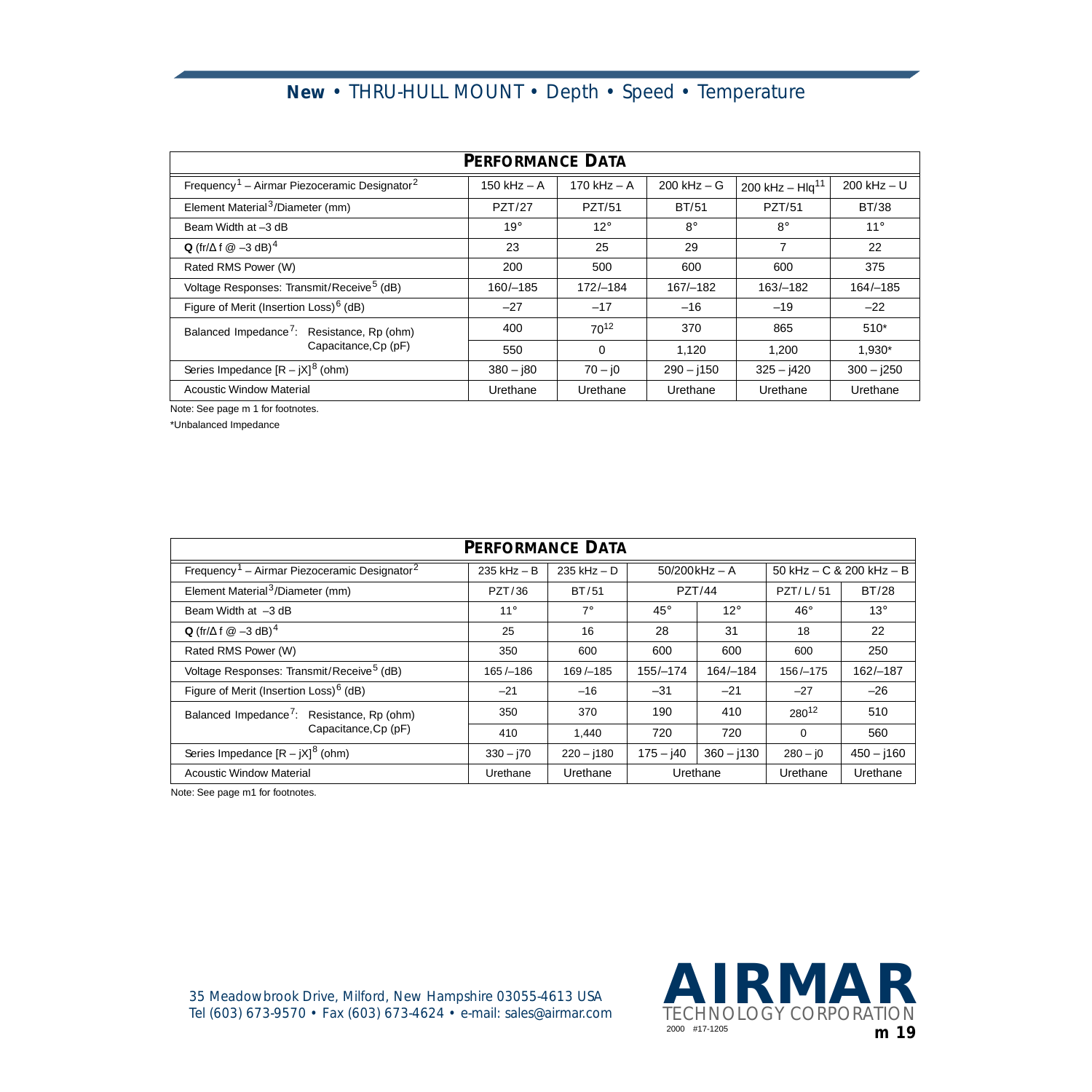## **New** • THRU-HULL MOUNT • Depth • Speed • Temperature

| PERFORMANCE DATA | | | | | |
|---|---|---|---|---|---|
| Frequency[1] – Airmar Piezoceramic Designator[2] | 150 kHz – A | 170 kHz – A | 200 kHz – G | 200 kHz – Hlq[11] | 200 kHz – U |
| Element Material[3]/Diameter (mm) | PZT/27 | PZT/51 | BT/51 | PZT/51 | BT/38 |
| Beam Width at –3 dB | 19° | 12° | 8° | 8° | 11° |
| **Q** (fr/Δ f @ –3 dB)[4] | 23 | 25 | 29 | 7 | 22 |
| Rated RMS Power (W) | 200 | 500 | 600 | 600 | 375 |
| Voltage Responses: Transmit/Receive[5] (dB) | 160/–185 | 172/–184 | 167/–182 | 163/–182 | 164/–185 |
| Figure of Merit (Insertion Loss)[6] (dB) | –27 | –17 | –16 | –19 | –22 |
| Balanced Impedance[7]: Resistance, Rp (ohm) | 400 | 70[12] | 370 | 865 | 510* |
| Capacitance, Cp (pF) | 550 | 0 | 1,120 | 1,200 | 1,930* |
| Series Impedance [R – jX][8] (ohm) | 380 – j80 | 70 – j0 | 290 – j150 | 325 – j420 | 300 – j250 |
| Acoustic Window Material | Urethane | Urethane | Urethane | Urethane | Urethane |

Note: See page m 1 for footnotes.

*Unbalanced Impedance

| PERFORMANCE DATA | | | | | | |
|---|---|---|---|---|---|---|
| Frequency[1] – Airmar Piezoceramic Designator[2] | 235 kHz – B | 235 kHz – D | 50/200kHz – A | | 50 kHz – C & 200 kHz – B | |
| Element Material[3]/Diameter (mm) | PZT/36 | BT/51 | PZT/44 | | PZT/L/51 | BT/28 |
| Beam Width at –3 dB | 11° | 7° | 45° | 12° | 46° | 13° |
| **Q** (fr/Δ f @ –3 dB)[4] | 25 | 16 | 28 | 31 | 18 | 22 |
| Rated RMS Power (W) | 350 | 600 | 600 | 600 | 600 | 250 |
| Voltage Responses: Transmit/Receive[5] (dB) | 165/–186 | 169/–185 | 155/–174 | 164/–184 | 156/–175 | 162/–187 |
| Figure of Merit (Insertion Loss)[6] (dB) | –21 | –16 | –31 | –21 | –27 | –26 |
| Balanced Impedance[7]: Resistance, Rp (ohm) | 350 | 370 | 190 | 410 | 280[12] | 510 |
| Capacitance, Cp (pF) | 410 | 1,440 | 720 | 720 | 0 | 560 |
| Series Impedance [R – jX][8] (ohm) | 330 – j70 | 220 – j180 | 175 – j40 | 360 – j130 | 280 – j0 | 450 – j160 |
| Acoustic Window Material | Urethane | Urethane | Urethane | | Urethane | Urethane |

Note: See page m1 for footnotes.

35 Meadowbrook Drive, Milford, New Hampshire 03055-4613 USA
Tel (603) 673-9570 • Fax (603) 673-4624 • e-mail: sales@airmar.com

**AIRMAR**
TECHNOLOGY CORPORATION

2000 #17-1205